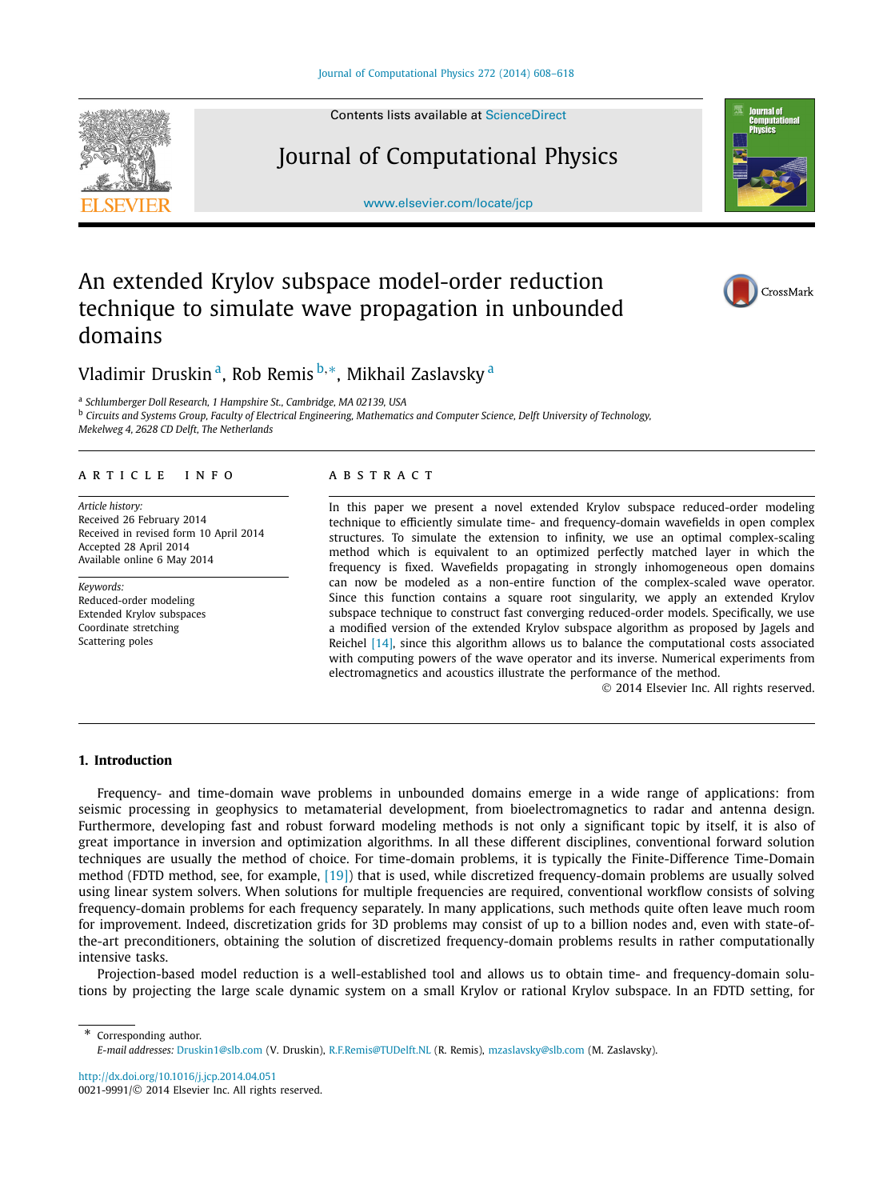# An extended Krylov subspace model-order reduction technique to simulate wave propagation in unbounded domains

Vladimir Druskin [a], Rob Remis [b,*], Mikhail Zaslavsky [a]

[a] Schlumberger Doll Research, 1 Hampshire St., Cambridge, MA 02139, USA

[b] Circuits and Systems Group, Faculty of Electrical Engineering, Mathematics and Computer Science, Delft University of Technology, Mekelweg 4, 2628 CD Delft, The Netherlands

## ARTICLE INFO

*Article history:*
Received 26 February 2014
Received in revised form 10 April 2014
Accepted 28 April 2014
Available online 6 May 2014

*Keywords:*
Reduced-order modeling
Extended Krylov subspaces
Coordinate stretching
Scattering poles

## ABSTRACT

In this paper we present a novel extended Krylov subspace reduced-order modeling technique to efficiently simulate time- and frequency-domain wavefields in open complex structures. To simulate the extension to infinity, we use an optimal complex-scaling method which is equivalent to an optimized perfectly matched layer in which the frequency is fixed. Wavefields propagating in strongly inhomogeneous open domains can now be modeled as a non-entire function of the complex-scaled wave operator. Since this function contains a square root singularity, we apply an extended Krylov subspace technique to construct fast converging reduced-order models. Specifically, we use a modified version of the extended Krylov subspace algorithm as proposed by Jagels and Reichel [14], since this algorithm allows us to balance the computational costs associated with computing powers of the wave operator and its inverse. Numerical experiments from electromagnetics and acoustics illustrate the performance of the method.

© 2014 Elsevier Inc. All rights reserved.

## 1. Introduction

Frequency- and time-domain wave problems in unbounded domains emerge in a wide range of applications: from seismic processing in geophysics to metamaterial development, from bioelectromagnetics to radar and antenna design. Furthermore, developing fast and robust forward modeling methods is not only a significant topic by itself, it is also of great importance in inversion and optimization algorithms. In all these different disciplines, conventional forward solution techniques are usually the method of choice. For time-domain problems, it is typically the Finite-Difference Time-Domain method (FDTD method, see, for example, [19]) that is used, while discretized frequency-domain problems are usually solved using linear system solvers. When solutions for multiple frequencies are required, conventional workflow consists of solving frequency-domain problems for each frequency separately. In many applications, such methods quite often leave much room for improvement. Indeed, discretization grids for 3D problems may consist of up to a billion nodes and, even with state-of-the-art preconditioners, obtaining the solution of discretized frequency-domain problems results in rather computationally intensive tasks.

Projection-based model reduction is a well-established tool and allows us to obtain time- and frequency-domain solutions by projecting the large scale dynamic system on a small Krylov or rational Krylov subspace. In an FDTD setting, for

---

* Corresponding author.
*E-mail addresses:* Druskin1@slb.com (V. Druskin), R.F.Remis@TUDelft.NL (R. Remis), mzaslavsky@slb.com (M. Zaslavsky).

http://dx.doi.org/10.1016/j.jcp.2014.04.051
0021-9991/© 2014 Elsevier Inc. All rights reserved.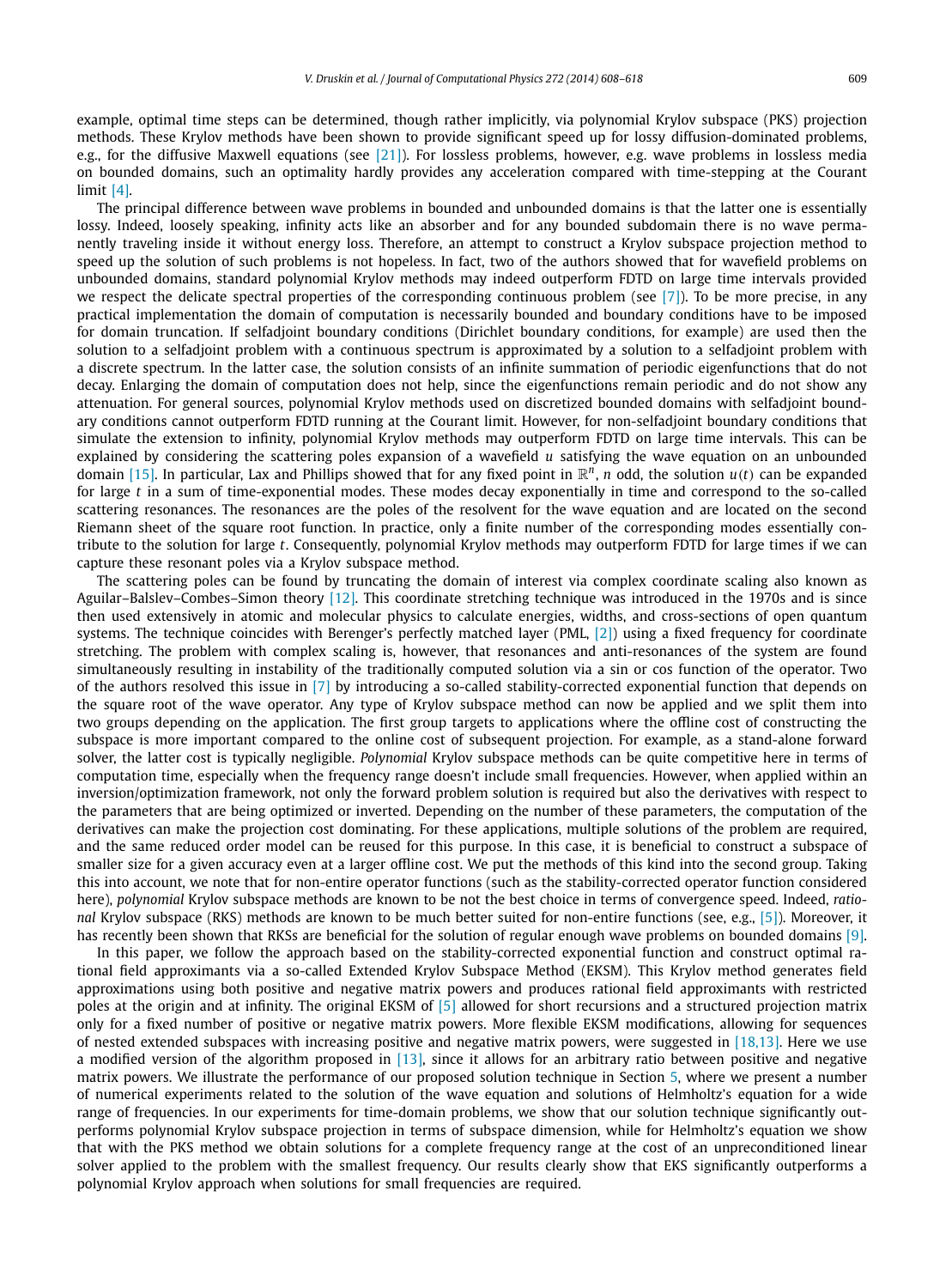example, optimal time steps can be determined, though rather implicitly, via polynomial Krylov subspace (PKS) projection methods. These Krylov methods have been shown to provide significant speed up for lossy diffusion-dominated problems, e.g., for the diffusive Maxwell equations (see [21]). For lossless problems, however, e.g. wave problems in lossless media on bounded domains, such an optimality hardly provides any acceleration compared with time-stepping at the Courant limit [4].

The principal difference between wave problems in bounded and unbounded domains is that the latter one is essentially lossy. Indeed, loosely speaking, infinity acts like an absorber and for any bounded subdomain there is no wave permanently traveling inside it without energy loss. Therefore, an attempt to construct a Krylov subspace projection method to speed up the solution of such problems is not hopeless. In fact, two of the authors showed that for wavefield problems on unbounded domains, standard polynomial Krylov methods may indeed outperform FDTD on large time intervals provided we respect the delicate spectral properties of the corresponding continuous problem (see [7]). To be more precise, in any practical implementation the domain of computation is necessarily bounded and boundary conditions have to be imposed for domain truncation. If selfadjoint boundary conditions (Dirichlet boundary conditions, for example) are used then the solution to a selfadjoint problem with a continuous spectrum is approximated by a solution to a selfadjoint problem with a discrete spectrum. In the latter case, the solution consists of an infinite summation of periodic eigenfunctions that do not decay. Enlarging the domain of computation does not help, since the eigenfunctions remain periodic and do not show any attenuation. For general sources, polynomial Krylov methods used on discretized bounded domains with selfadjoint boundary conditions cannot outperform FDTD running at the Courant limit. However, for non-selfadjoint boundary conditions that simulate the extension to infinity, polynomial Krylov methods may outperform FDTD on large time intervals. This can be explained by considering the scattering poles expansion of a wavefield $u$ satisfying the wave equation on an unbounded domain [15]. In particular, Lax and Phillips showed that for any fixed point in $\mathbb{R}^n$, $n$ odd, the solution $u(t)$ can be expanded for large $t$ in a sum of time-exponential modes. These modes decay exponentially in time and correspond to the so-called scattering resonances. The resonances are the poles of the resolvent for the wave equation and are located on the second Riemann sheet of the square root function. In practice, only a finite number of the corresponding modes essentially contribute to the solution for large $t$. Consequently, polynomial Krylov methods may outperform FDTD for large times if we can capture these resonant poles via a Krylov subspace method.

The scattering poles can be found by truncating the domain of interest via complex coordinate scaling also known as Aguilar–Balslev–Combes–Simon theory [12]. This coordinate stretching technique was introduced in the 1970s and is since then used extensively in atomic and molecular physics to calculate energies, widths, and cross-sections of open quantum systems. The technique coincides with Berenger's perfectly matched layer (PML, [2]) using a fixed frequency for coordinate stretching. The problem with complex scaling is, however, that resonances and anti-resonances of the system are found simultaneously resulting in instability of the traditionally computed solution via a sin or cos function of the operator. Two of the authors resolved this issue in [7] by introducing a so-called stability-corrected exponential function that depends on the square root of the wave operator. Any type of Krylov subspace method can now be applied and we split them into two groups depending on the application. The first group targets to applications where the offline cost of constructing the subspace is more important compared to the online cost of subsequent projection. For example, as a stand-alone forward solver, the latter cost is typically negligible. *Polynomial* Krylov subspace methods can be quite competitive here in terms of computation time, especially when the frequency range doesn't include small frequencies. However, when applied within an inversion/optimization framework, not only the forward problem solution is required but also the derivatives with respect to the parameters that are being optimized or inverted. Depending on the number of these parameters, the computation of the derivatives can make the projection cost dominating. For these applications, multiple solutions of the problem are required, and the same reduced order model can be reused for this purpose. In this case, it is beneficial to construct a subspace of smaller size for a given accuracy even at a larger offline cost. We put the methods of this kind into the second group. Taking this into account, we note that for non-entire operator functions (such as the stability-corrected operator function considered here), *polynomial* Krylov subspace methods are known to be not the best choice in terms of convergence speed. Indeed, *rational* Krylov subspace (RKS) methods are known to be much better suited for non-entire functions (see, e.g., [5]). Moreover, it has recently been shown that RKSs are beneficial for the solution of regular enough wave problems on bounded domains [9].

In this paper, we follow the approach based on the stability-corrected exponential function and construct optimal rational field approximants via a so-called Extended Krylov Subspace Method (EKSM). This Krylov method generates field approximations using both positive and negative matrix powers and produces rational field approximants with restricted poles at the origin and at infinity. The original EKSM of [5] allowed for short recursions and a structured projection matrix only for a fixed number of positive or negative matrix powers. More flexible EKSM modifications, allowing for sequences of nested extended subspaces with increasing positive and negative matrix powers, were suggested in [18,13]. Here we use a modified version of the algorithm proposed in [13], since it allows for an arbitrary ratio between positive and negative matrix powers. We illustrate the performance of our proposed solution technique in Section 5, where we present a number of numerical experiments related to the solution of the wave equation and solutions of Helmholtz's equation for a wide range of frequencies. In our experiments for time-domain problems, we show that our solution technique significantly outperforms polynomial Krylov subspace projection in terms of subspace dimension, while for Helmholtz's equation we show that with the PKS method we obtain solutions for a complete frequency range at the cost of an unpreconditioned linear solver applied to the problem with the smallest frequency. Our results clearly show that EKS significantly outperforms a polynomial Krylov approach when solutions for small frequencies are required.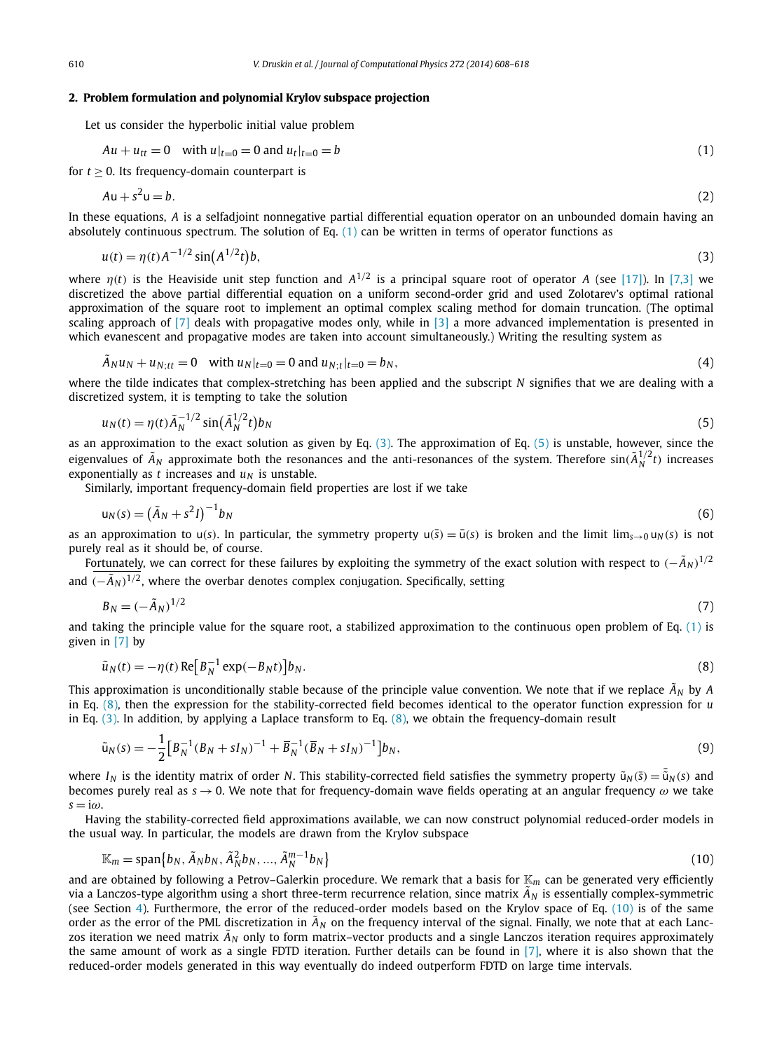## 2. Problem formulation and polynomial Krylov subspace projection

Let us consider the hyperbolic initial value problem

$$Au + u_{tt} = 0 \quad \text{with } u|_{t=0} = 0 \text{ and } u_t|_{t=0} = b \tag{1}$$

for $t \geq 0$. Its frequency-domain counterpart is

$$A\mathsf{u} + s^2\mathsf{u} = b. \tag{2}$$

In these equations, $A$ is a selfadjoint nonnegative partial differential equation operator on an unbounded domain having an absolutely continuous spectrum. The solution of Eq. (1) can be written in terms of operator functions as

$$u(t) = \eta(t)A^{-1/2}\sin\left(A^{1/2}t\right)b, \tag{3}$$

where $\eta(t)$ is the Heaviside unit step function and $A^{1/2}$ is a principal square root of operator $A$ (see [17]). In [7,3] we discretized the above partial differential equation on a uniform second-order grid and used Zolotarev's optimal rational approximation of the square root to implement an optimal complex scaling method for domain truncation. (The optimal scaling approach of [7] deals with propagative modes only, while in [3] a more advanced implementation is presented in which evanescent and propagative modes are taken into account simultaneously.) Writing the resulting system as

$$\tilde{A}_N u_N + u_{N;tt} = 0 \quad \text{with } u_N|_{t=0} = 0 \text{ and } u_{N;t}|_{t=0} = b_N, \tag{4}$$

where the tilde indicates that complex-stretching has been applied and the subscript $N$ signifies that we are dealing with a discretized system, it is tempting to take the solution

$$u_N(t) = \eta(t)\tilde{A}_N^{-1/2}\sin\left(\tilde{A}_N^{1/2}t\right)b_N \tag{5}$$

as an approximation to the exact solution as given by Eq. (3). The approximation of Eq. (5) is unstable, however, since the eigenvalues of $\tilde{A}_N$ approximate both the resonances and the anti-resonances of the system. Therefore $\sin(\tilde{A}_N^{1/2}t)$ increases exponentially as $t$ increases and $u_N$ is unstable.

Similarly, important frequency-domain field properties are lost if we take

$$\mathsf{u}_N(s) = \left(\tilde{A}_N + s^2 I\right)^{-1}b_N \tag{6}$$

as an approximation to $\mathsf{u}(s)$. In particular, the symmetry property $\mathsf{u}(\bar{s}) = \bar{\mathsf{u}}(s)$ is broken and the limit $\lim_{s\to 0}\mathsf{u}_N(s)$ is not purely real as it should be, of course.

Fortunately, we can correct for these failures by exploiting the symmetry of the exact solution with respect to $(-\tilde{A}_N)^{1/2}$ and $\overline{(-\tilde{A}_N)^{1/2}}$, where the overbar denotes complex conjugation. Specifically, setting

$$B_N = (-\tilde{A}_N)^{1/2} \tag{7}$$

and taking the principle value for the square root, a stabilized approximation to the continuous open problem of Eq. (1) is given in [7] by

$$\tilde{u}_N(t) = -\eta(t)\,\mathrm{Re}\left[B_N^{-1}\exp(-B_N t)\right]b_N. \tag{8}$$

This approximation is unconditionally stable because of the principle value convention. We note that if we replace $\tilde{A}_N$ by $A$ in Eq. (8), then the expression for the stability-corrected field becomes identical to the operator function expression for $u$ in Eq. (3). In addition, by applying a Laplace transform to Eq. (8), we obtain the frequency-domain result

$$\tilde{\mathsf{u}}_N(s) = -\frac{1}{2}\left[B_N^{-1}(B_N + sI_N)^{-1} + \bar{B}_N^{-1}(\bar{B}_N + sI_N)^{-1}\right]b_N, \tag{9}$$

where $I_N$ is the identity matrix of order $N$. This stability-corrected field satisfies the symmetry property $\tilde{\mathsf{u}}_N(\bar{s}) = \bar{\tilde{\mathsf{u}}}_N(s)$ and becomes purely real as $s \to 0$. We note that for frequency-domain wave fields operating at an angular frequency $\omega$ we take $s = \mathrm{i}\omega$.

Having the stability-corrected field approximations available, we can now construct polynomial reduced-order models in the usual way. In particular, the models are drawn from the Krylov subspace

$$\mathbb{K}_m = \mathrm{span}\left\{b_N, \tilde{A}_N b_N, \tilde{A}_N^2 b_N, \ldots, \tilde{A}_N^{m-1}b_N\right\} \tag{10}$$

and are obtained by following a Petrov–Galerkin procedure. We remark that a basis for $\mathbb{K}_m$ can be generated very efficiently via a Lanczos-type algorithm using a short three-term recurrence relation, since matrix $\tilde{A}_N$ is essentially complex-symmetric (see Section 4). Furthermore, the error of the reduced-order models based on the Krylov space of Eq. (10) is of the same order as the error of the PML discretization in $\tilde{A}_N$ on the frequency interval of the signal. Finally, we note that at each Lanczos iteration we need matrix $\tilde{A}_N$ only to form matrix–vector products and a single Lanczos iteration requires approximately the same amount of work as a single FDTD iteration. Further details can be found in [7], where it is also shown that the reduced-order models generated in this way eventually do indeed outperform FDTD on large time intervals.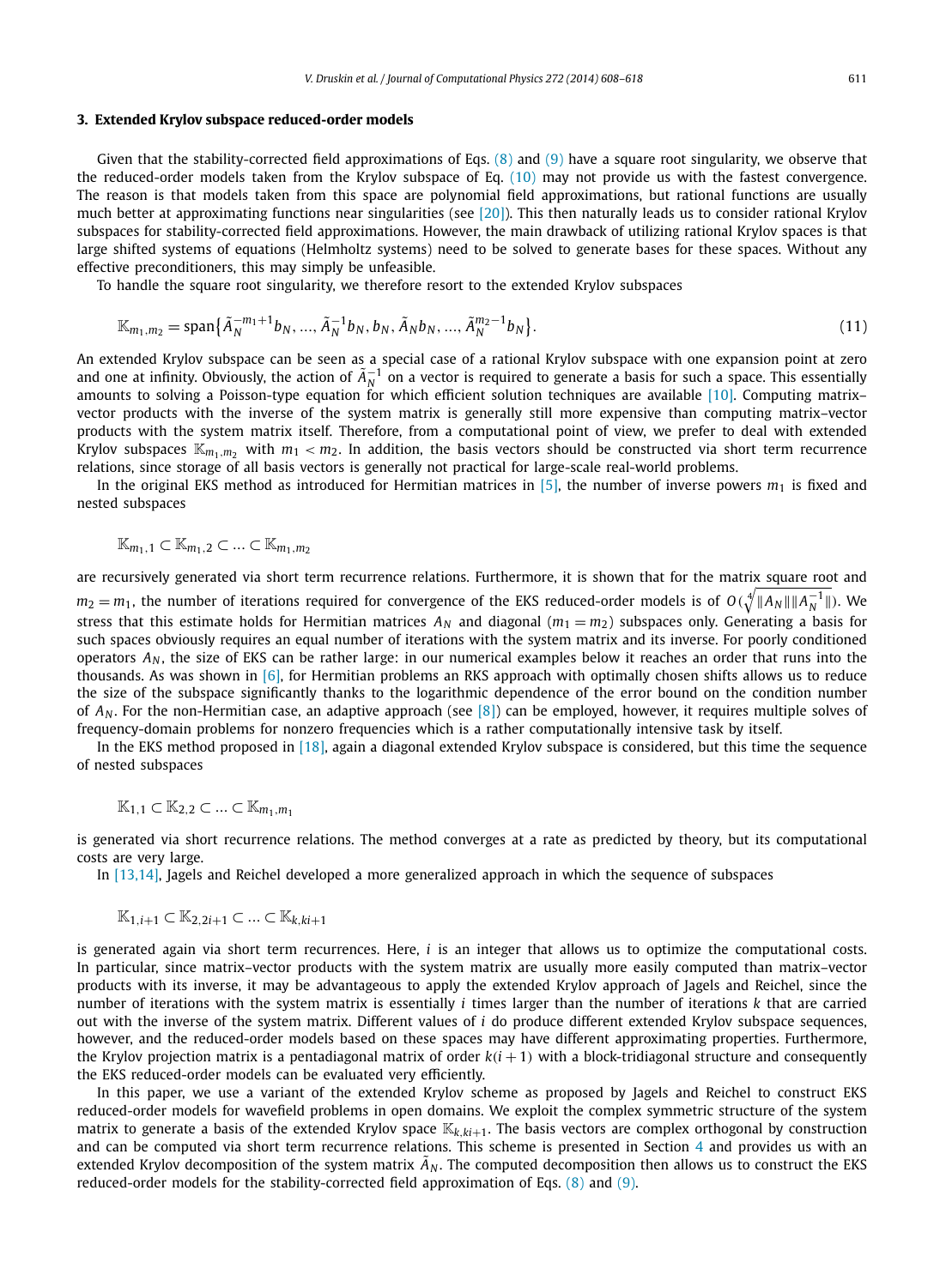## 3. Extended Krylov subspace reduced-order models

Given that the stability-corrected field approximations of Eqs. (8) and (9) have a square root singularity, we observe that the reduced-order models taken from the Krylov subspace of Eq. (10) may not provide us with the fastest convergence. The reason is that models taken from this space are polynomial field approximations, but rational functions are usually much better at approximating functions near singularities (see [20]). This then naturally leads us to consider rational Krylov subspaces for stability-corrected field approximations. However, the main drawback of utilizing rational Krylov spaces is that large shifted systems of equations (Helmholtz systems) need to be solved to generate bases for these spaces. Without any effective preconditioners, this may simply be unfeasible.

To handle the square root singularity, we therefore resort to the extended Krylov subspaces

$$\mathbb{K}_{m_1,m_2} = \operatorname{span}\{\tilde{A}_N^{-m_1+1} b_N, \ldots, \tilde{A}_N^{-1} b_N, b_N, \tilde{A}_N b_N, \ldots, \tilde{A}_N^{m_2-1} b_N\}. \tag{11}$$

An extended Krylov subspace can be seen as a special case of a rational Krylov subspace with one expansion point at zero and one at infinity. Obviously, the action of $\tilde{A}_N^{-1}$ on a vector is required to generate a basis for such a space. This essentially amounts to solving a Poisson-type equation for which efficient solution techniques are available [10]. Computing matrix–vector products with the inverse of the system matrix is generally still more expensive than computing matrix–vector products with the system matrix itself. Therefore, from a computational point of view, we prefer to deal with extended Krylov subspaces $\mathbb{K}_{m_1,m_2}$ with $m_1 < m_2$. In addition, the basis vectors should be constructed via short term recurrence relations, since storage of all basis vectors is generally not practical for large-scale real-world problems.

In the original EKS method as introduced for Hermitian matrices in [5], the number of inverse powers $m_1$ is fixed and nested subspaces

$$\mathbb{K}_{m_1,1} \subset \mathbb{K}_{m_1,2} \subset \ldots \subset \mathbb{K}_{m_1,m_2}$$

are recursively generated via short term recurrence relations. Furthermore, it is shown that for the matrix square root and $m_2 = m_1$, the number of iterations required for convergence of the EKS reduced-order models is of $O(\sqrt[4]{\|A_N\|\|A_N^{-1}\|})$. We stress that this estimate holds for Hermitian matrices $A_N$ and diagonal ($m_1 = m_2$) subspaces only. Generating a basis for such spaces obviously requires an equal number of iterations with the system matrix and its inverse. For poorly conditioned operators $A_N$, the size of EKS can be rather large: in our numerical examples below it reaches an order that runs into the thousands. As was shown in [6], for Hermitian problems an RKS approach with optimally chosen shifts allows us to reduce the size of the subspace significantly thanks to the logarithmic dependence of the error bound on the condition number of $A_N$. For the non-Hermitian case, an adaptive approach (see [8]) can be employed, however, it requires multiple solves of frequency-domain problems for nonzero frequencies which is a rather computationally intensive task by itself.

In the EKS method proposed in [18], again a diagonal extended Krylov subspace is considered, but this time the sequence of nested subspaces

$$\mathbb{K}_{1,1} \subset \mathbb{K}_{2,2} \subset \ldots \subset \mathbb{K}_{m_1,m_1}$$

is generated via short recurrence relations. The method converges at a rate as predicted by theory, but its computational costs are very large.

In [13,14], Jagels and Reichel developed a more generalized approach in which the sequence of subspaces

$$\mathbb{K}_{1,i+1} \subset \mathbb{K}_{2,2i+1} \subset \ldots \subset \mathbb{K}_{k,ki+1}$$

is generated again via short term recurrences. Here, $i$ is an integer that allows us to optimize the computational costs. In particular, since matrix–vector products with the system matrix are usually more easily computed than matrix–vector products with its inverse, it may be advantageous to apply the extended Krylov approach of Jagels and Reichel, since the number of iterations with the system matrix is essentially $i$ times larger than the number of iterations $k$ that are carried out with the inverse of the system matrix. Different values of $i$ do produce different extended Krylov subspace sequences, however, and the reduced-order models based on these spaces may have different approximating properties. Furthermore, the Krylov projection matrix is a pentadiagonal matrix of order $k(i+1)$ with a block-tridiagonal structure and consequently the EKS reduced-order models can be evaluated very efficiently.

In this paper, we use a variant of the extended Krylov scheme as proposed by Jagels and Reichel to construct EKS reduced-order models for wavefield problems in open domains. We exploit the complex symmetric structure of the system matrix to generate a basis of the extended Krylov space $\mathbb{K}_{k,ki+1}$. The basis vectors are complex orthogonal by construction and can be computed via short term recurrence relations. This scheme is presented in Section 4 and provides us with an extended Krylov decomposition of the system matrix $\tilde{A}_N$. The computed decomposition then allows us to construct the EKS reduced-order models for the stability-corrected field approximation of Eqs. (8) and (9).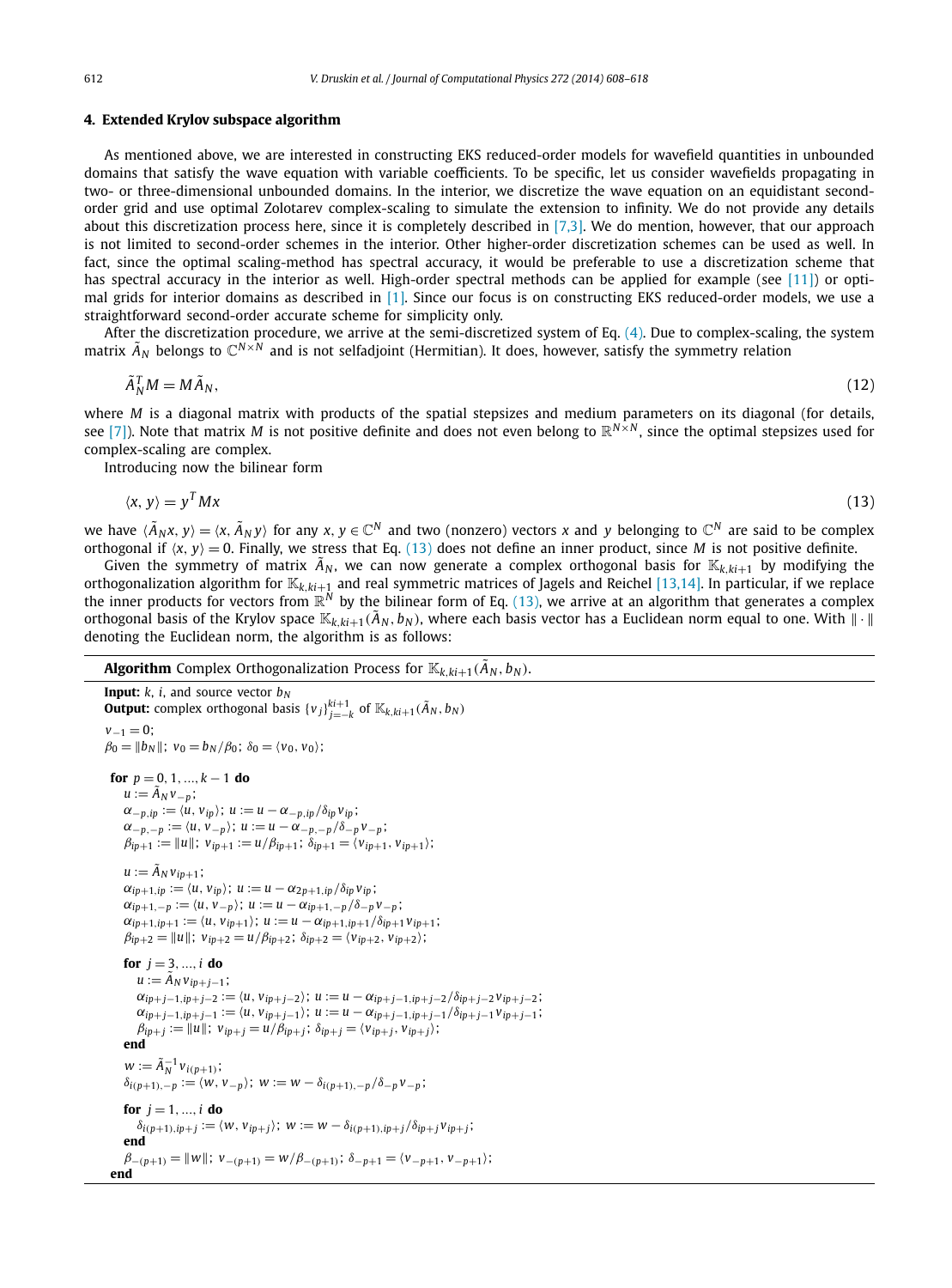## 4. Extended Krylov subspace algorithm

As mentioned above, we are interested in constructing EKS reduced-order models for wavefield quantities in unbounded domains that satisfy the wave equation with variable coefficients. To be specific, let us consider wavefields propagating in two- or three-dimensional unbounded domains. In the interior, we discretize the wave equation on an equidistant second-order grid and use optimal Zolotarev complex-scaling to simulate the extension to infinity. We do not provide any details about this discretization process here, since it is completely described in [7,3]. We do mention, however, that our approach is not limited to second-order schemes in the interior. Other higher-order discretization schemes can be used as well. In fact, since the optimal scaling-method has spectral accuracy, it would be preferable to use a discretization scheme that has spectral accuracy in the interior as well. High-order spectral methods can be applied for example (see [11]) or optimal grids for interior domains as described in [1]. Since our focus is on constructing EKS reduced-order models, we use a straightforward second-order accurate scheme for simplicity only.

After the discretization procedure, we arrive at the semi-discretized system of Eq. (4). Due to complex-scaling, the system matrix $\tilde{A}_N$ belongs to $\mathbb{C}^{N\times N}$ and is not selfadjoint (Hermitian). It does, however, satisfy the symmetry relation

$$\tilde{A}_N^T M = M\tilde{A}_N, \tag{12}$$

where $M$ is a diagonal matrix with products of the spatial stepsizes and medium parameters on its diagonal (for details, see [7]). Note that matrix $M$ is not positive definite and does not even belong to $\mathbb{R}^{N\times N}$, since the optimal stepsizes used for complex-scaling are complex.

Introducing now the bilinear form

$$\langle x, y\rangle = y^T M x \tag{13}$$

we have $\langle \tilde{A}_N x, y\rangle = \langle x, \tilde{A}_N y\rangle$ for any $x, y \in \mathbb{C}^N$ and two (nonzero) vectors $x$ and $y$ belonging to $\mathbb{C}^N$ are said to be complex orthogonal if $\langle x, y\rangle = 0$. Finally, we stress that Eq. (13) does not define an inner product, since $M$ is not positive definite.

Given the symmetry of matrix $\tilde{A}_N$, we can now generate a complex orthogonal basis for $\mathbb{K}_{k,ki+1}$ by modifying the orthogonalization algorithm for $\mathbb{K}_{k,ki+1}$ and real symmetric matrices of Jagels and Reichel [13,14]. In particular, if we replace the inner products for vectors from $\mathbb{R}^N$ by the bilinear form of Eq. (13), we arrive at an algorithm that generates a complex orthogonal basis of the Krylov space $\mathbb{K}_{k,ki+1}(\tilde{A}_N, b_N)$, where each basis vector has a Euclidean norm equal to one. With $\|\cdot\|$ denoting the Euclidean norm, the algorithm is as follows:

---

**Algorithm** Complex Orthogonalization Process for $\mathbb{K}_{k,ki+1}(\tilde{A}_N, b_N)$.

---

**Input:** $k$, $i$, and source vector $b_N$
**Output:** complex orthogonal basis $\{v_j\}_{j=-k}^{ki+1}$ of $\mathbb{K}_{k,ki+1}(\tilde{A}_N, b_N)$

$v_{-1} = 0$;
$\beta_0 = \|b_N\|$; $v_0 = b_N/\beta_0$; $\delta_0 = \langle v_0, v_0\rangle$;

**for** $p = 0, 1, \ldots, k-1$ **do**
  $u := \tilde{A}_N v_{-p}$;
  $\alpha_{-p,ip} := \langle u, v_{ip}\rangle$; $u := u - \alpha_{-p,ip}/\delta_{ip} v_{ip}$;
  $\alpha_{-p,-p} := \langle u, v_{-p}\rangle$; $u := u - \alpha_{-p,-p}/\delta_{-p} v_{-p}$;
  $\beta_{ip+1} := \|u\|$; $v_{ip+1} := u/\beta_{ip+1}$; $\delta_{ip+1} = \langle v_{ip+1}, v_{ip+1}\rangle$;

  $u := \tilde{A}_N v_{ip+1}$;
  $\alpha_{ip+1,ip} := \langle u, v_{ip}\rangle$; $u := u - \alpha_{2p+1,ip}/\delta_{ip} v_{ip}$;
  $\alpha_{ip+1,-p} := \langle u, v_{-p}\rangle$; $u := u - \alpha_{ip+1,-p}/\delta_{-p} v_{-p}$;
  $\alpha_{ip+1,ip+1} := \langle u, v_{ip+1}\rangle$; $u := u - \alpha_{ip+1,ip+1}/\delta_{ip+1} v_{ip+1}$;
  $\beta_{ip+2} = \|u\|$; $v_{ip+2} = u/\beta_{ip+2}$; $\delta_{ip+2} = \langle v_{ip+2}, v_{ip+2}\rangle$;

  **for** $j = 3, \ldots, i$ **do**
    $u := \tilde{A}_N v_{ip+j-1}$;
    $\alpha_{ip+j-1,ip+j-2} := \langle u, v_{ip+j-2}\rangle$; $u := u - \alpha_{ip+j-1,ip+j-2}/\delta_{ip+j-2} v_{ip+j-2}$;
    $\alpha_{ip+j-1,ip+j-1} := \langle u, v_{ip+j-1}\rangle$; $u := u - \alpha_{ip+j-1,ip+j-1}/\delta_{ip+j-1} v_{ip+j-1}$;
    $\beta_{ip+j} := \|u\|$; $v_{ip+j} = u/\beta_{ip+j}$; $\delta_{ip+j} = \langle v_{ip+j}, v_{ip+j}\rangle$;
  **end**
  $w := \tilde{A}_N^{-1} v_{i(p+1)}$;
  $\delta_{i(p+1),-p} := \langle w, v_{-p}\rangle$; $w := w - \delta_{i(p+1),-p}/\delta_{-p} v_{-p}$;

  **for** $j = 1, \ldots, i$ **do**
    $\delta_{i(p+1),ip+j} := \langle w, v_{ip+j}\rangle$; $w := w - \delta_{i(p+1),ip+j}/\delta_{ip+j} v_{ip+j}$;
  **end**
  $\beta_{-(p+1)} = \|w\|$; $v_{-(p+1)} = w/\beta_{-(p+1)}$; $\delta_{-p+1} = \langle v_{-p+1}, v_{-p+1}\rangle$;
**end**

---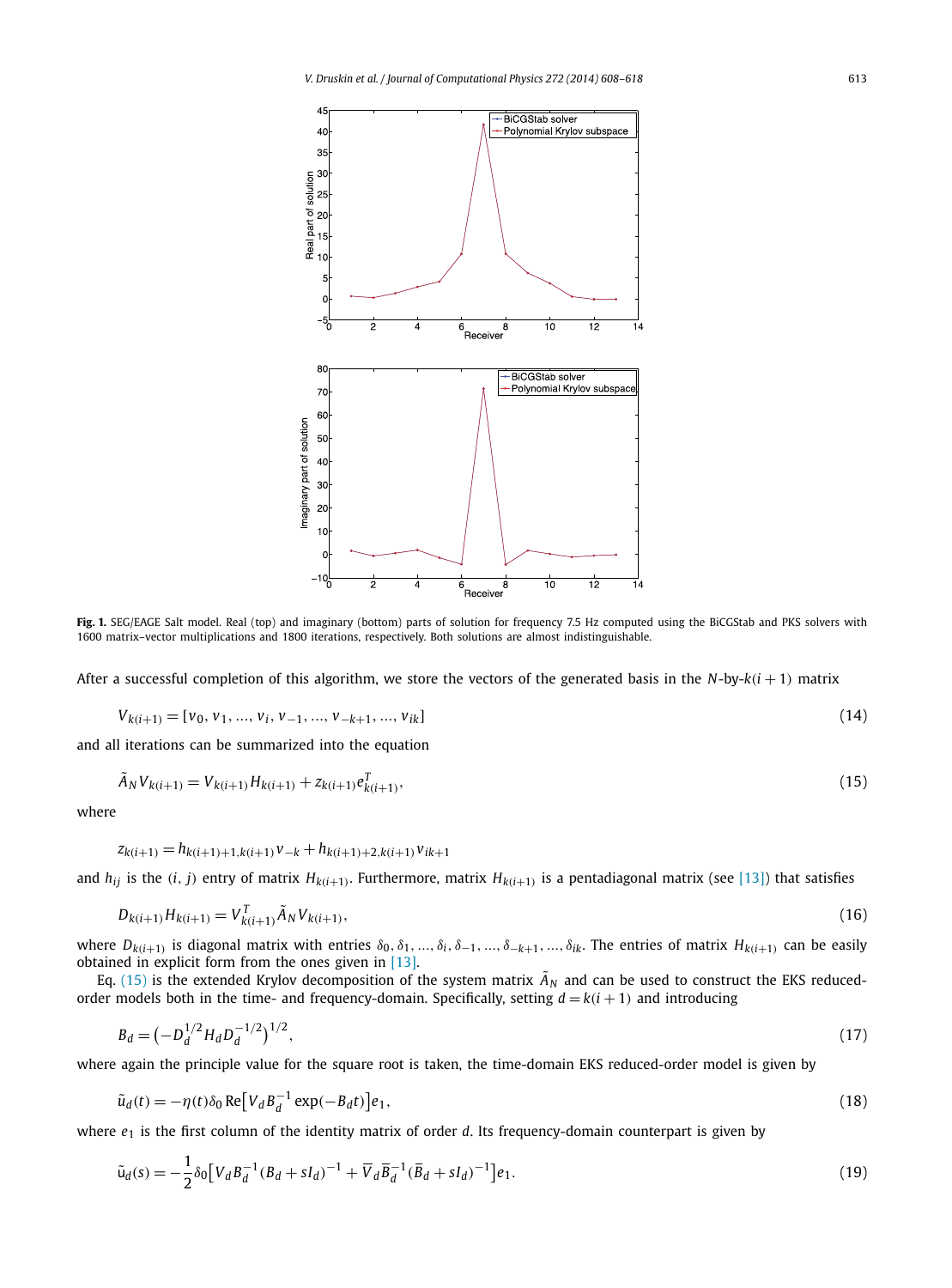**Fig. 1.** SEG/EAGE Salt model. Real (top) and imaginary (bottom) parts of solution for frequency 7.5 Hz computed using the BiCGStab and PKS solvers with 1600 matrix–vector multiplications and 1800 iterations, respectively. Both solutions are almost indistinguishable.

After a successful completion of this algorithm, we store the vectors of the generated basis in the $N$-by-$k(i+1)$ matrix

$$V_{k(i+1)} = [v_0, v_1, \ldots, v_i, v_{-1}, \ldots, v_{-k+1}, \ldots, v_{ik}] \tag{14}$$

and all iterations can be summarized into the equation

$$\tilde{A}_N V_{k(i+1)} = V_{k(i+1)} H_{k(i+1)} + z_{k(i+1)} e_{k(i+1)}^T, \tag{15}$$

where

$$z_{k(i+1)} = h_{k(i+1)+1,k(i+1)} v_{-k} + h_{k(i+1)+2,k(i+1)} v_{ik+1}$$

and $h_{ij}$ is the $(i, j)$ entry of matrix $H_{k(i+1)}$. Furthermore, matrix $H_{k(i+1)}$ is a pentadiagonal matrix (see [13]) that satisfies

$$D_{k(i+1)} H_{k(i+1)} = V_{k(i+1)}^T \tilde{A}_N V_{k(i+1)}, \tag{16}$$

where $D_{k(i+1)}$ is diagonal matrix with entries $\delta_0, \delta_1, \ldots, \delta_i, \delta_{-1}, \ldots, \delta_{-k+1}, \ldots, \delta_{ik}$. The entries of matrix $H_{k(i+1)}$ can be easily obtained in explicit form from the ones given in [13].

Eq. (15) is the extended Krylov decomposition of the system matrix $\tilde{A}_N$ and can be used to construct the EKS reduced-order models both in the time- and frequency-domain. Specifically, setting $d = k(i+1)$ and introducing

$$B_d = \left(-D_d^{1/2} H_d D_d^{-1/2}\right)^{1/2}, \tag{17}$$

where again the principle value for the square root is taken, the time-domain EKS reduced-order model is given by

$$\tilde{u}_d(t) = -\eta(t)\delta_0 \operatorname{Re}\left[V_d B_d^{-1} \exp(-B_d t)\right] e_1, \tag{18}$$

where $e_1$ is the first column of the identity matrix of order $d$. Its frequency-domain counterpart is given by

$$\tilde{u}_d(s) = -\frac{1}{2}\delta_0\left[V_d B_d^{-1}(B_d + sI_d)^{-1} + \overline{V}_d \overline{B}_d^{-1}(\overline{B}_d + sI_d)^{-1}\right] e_1. \tag{19}$$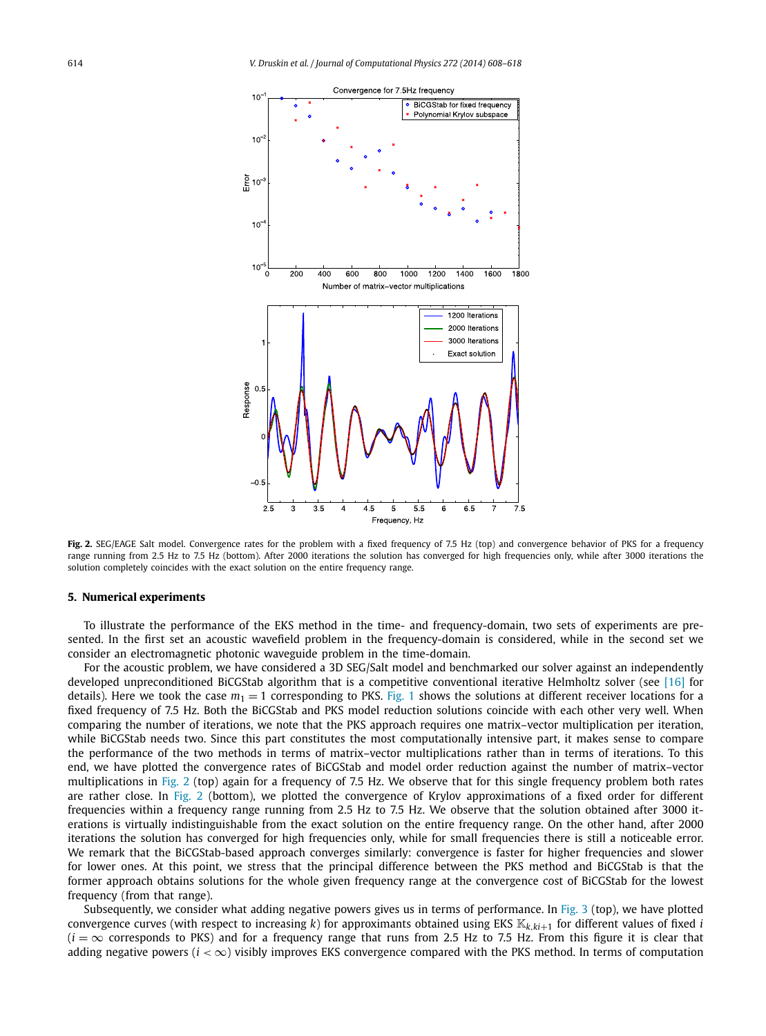**Fig. 2.** SEG/EAGE Salt model. Convergence rates for the problem with a fixed frequency of 7.5 Hz (top) and convergence behavior of PKS for a frequency range running from 2.5 Hz to 7.5 Hz (bottom). After 2000 iterations the solution has converged for high frequencies only, while after 3000 iterations the solution completely coincides with the exact solution on the entire frequency range.

## 5. Numerical experiments

To illustrate the performance of the EKS method in the time- and frequency-domain, two sets of experiments are presented. In the first set an acoustic wavefield problem in the frequency-domain is considered, while in the second set we consider an electromagnetic photonic waveguide problem in the time-domain.

For the acoustic problem, we have considered a 3D SEG/Salt model and benchmarked our solver against an independently developed unpreconditioned BiCGStab algorithm that is a competitive conventional iterative Helmholtz solver (see [16] for details). Here we took the case $m_1 = 1$ corresponding to PKS. Fig. 1 shows the solutions at different receiver locations for a fixed frequency of 7.5 Hz. Both the BiCGStab and PKS model reduction solutions coincide with each other very well. When comparing the number of iterations, we note that the PKS approach requires one matrix–vector multiplication per iteration, while BiCGStab needs two. Since this part constitutes the most computationally intensive part, it makes sense to compare the performance of the two methods in terms of matrix–vector multiplications rather than in terms of iterations. To this end, we have plotted the convergence rates of BiCGStab and model order reduction against the number of matrix–vector multiplications in Fig. 2 (top) again for a frequency of 7.5 Hz. We observe that for this single frequency problem both rates are rather close. In Fig. 2 (bottom), we plotted the convergence of Krylov approximations of a fixed order for different frequencies within a frequency range running from 2.5 Hz to 7.5 Hz. We observe that the solution obtained after 3000 iterations is virtually indistinguishable from the exact solution on the entire frequency range. On the other hand, after 2000 iterations the solution has converged for high frequencies only, while for small frequencies there is still a noticeable error. We remark that the BiCGStab-based approach converges similarly: convergence is faster for higher frequencies and slower for lower ones. At this point, we stress that the principal difference between the PKS method and BiCGStab is that the former approach obtains solutions for the whole given frequency range at the convergence cost of BiCGStab for the lowest frequency (from that range).

Subsequently, we consider what adding negative powers gives us in terms of performance. In Fig. 3 (top), we have plotted convergence curves (with respect to increasing $k$) for approximants obtained using EKS $\mathbb{K}_{k,ki+1}$ for different values of fixed $i$ ($i = \infty$ corresponds to PKS) and for a frequency range that runs from 2.5 Hz to 7.5 Hz. From this figure it is clear that adding negative powers ($i < \infty$) visibly improves EKS convergence compared with the PKS method. In terms of computation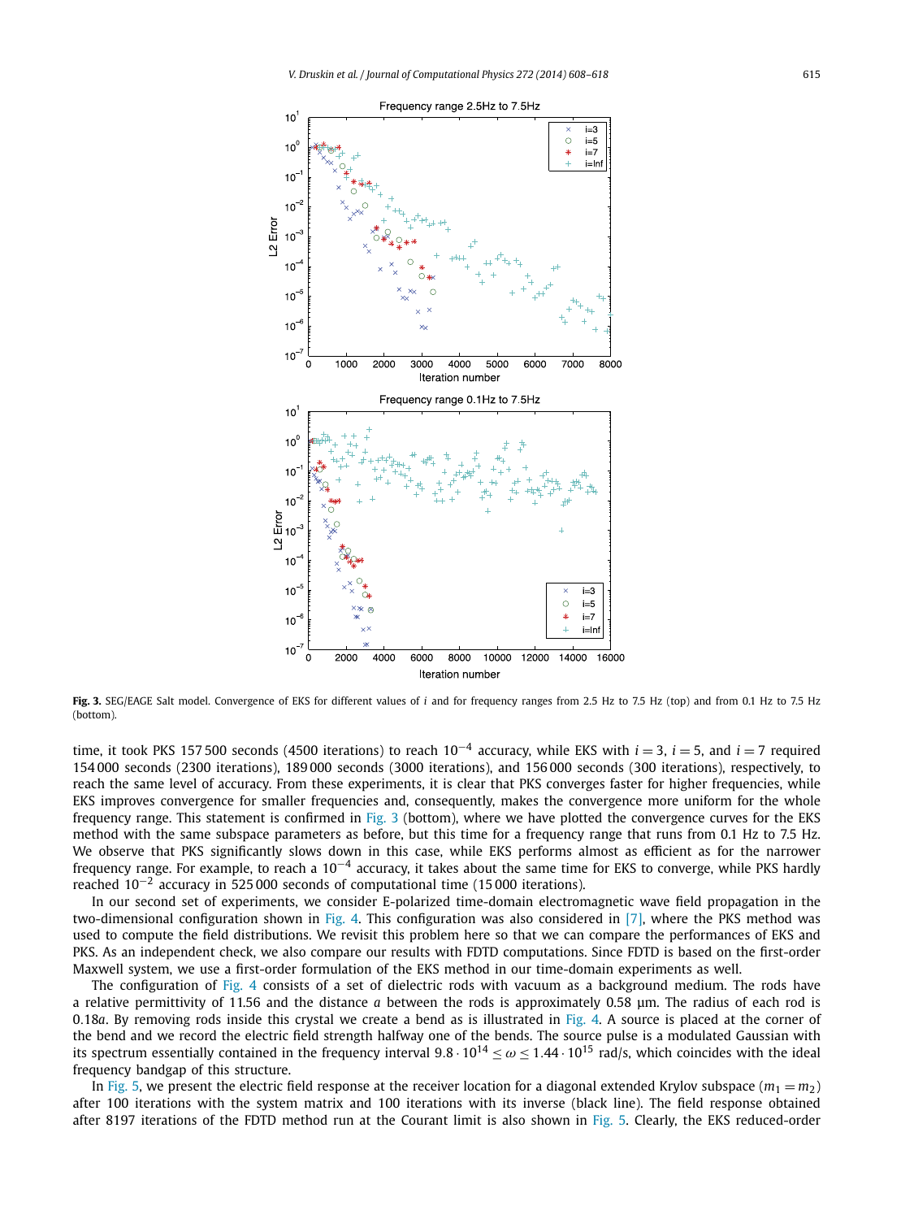**Fig. 3.** SEG/EAGE Salt model. Convergence of EKS for different values of $i$ and for frequency ranges from 2.5 Hz to 7.5 Hz (top) and from 0.1 Hz to 7.5 Hz (bottom).

time, it took PKS 157 500 seconds (4500 iterations) to reach $10^{-4}$ accuracy, while EKS with $i = 3$, $i = 5$, and $i = 7$ required 154 000 seconds (2300 iterations), 189 000 seconds (3000 iterations), and 156 000 seconds (300 iterations), respectively, to reach the same level of accuracy. From these experiments, it is clear that PKS converges faster for higher frequencies, while EKS improves convergence for smaller frequencies and, consequently, makes the convergence more uniform for the whole frequency range. This statement is confirmed in Fig. 3 (bottom), where we have plotted the convergence curves for the EKS method with the same subspace parameters as before, but this time for a frequency range that runs from 0.1 Hz to 7.5 Hz. We observe that PKS significantly slows down in this case, while EKS performs almost as efficient as for the narrower frequency range. For example, to reach a $10^{-4}$ accuracy, it takes about the same time for EKS to converge, while PKS hardly reached $10^{-2}$ accuracy in 525 000 seconds of computational time (15 000 iterations).

In our second set of experiments, we consider E-polarized time-domain electromagnetic wave field propagation in the two-dimensional configuration shown in Fig. 4. This configuration was also considered in [7], where the PKS method was used to compute the field distributions. We revisit this problem here so that we can compare the performances of EKS and PKS. As an independent check, we also compare our results with FDTD computations. Since FDTD is based on the first-order Maxwell system, we use a first-order formulation of the EKS method in our time-domain experiments as well.

The configuration of Fig. 4 consists of a set of dielectric rods with vacuum as a background medium. The rods have a relative permittivity of 11.56 and the distance $a$ between the rods is approximately 0.58 μm. The radius of each rod is $0.18a$. By removing rods inside this crystal we create a bend as is illustrated in Fig. 4. A source is placed at the corner of the bend and we record the electric field strength halfway one of the bends. The source pulse is a modulated Gaussian with its spectrum essentially contained in the frequency interval $9.8 \cdot 10^{14} \leq \omega \leq 1.44 \cdot 10^{15}$ rad/s, which coincides with the ideal frequency bandgap of this structure.

In Fig. 5, we present the electric field response at the receiver location for a diagonal extended Krylov subspace ($m_1 = m_2$) after 100 iterations with the system matrix and 100 iterations with its inverse (black line). The field response obtained after 8197 iterations of the FDTD method run at the Courant limit is also shown in Fig. 5. Clearly, the EKS reduced-order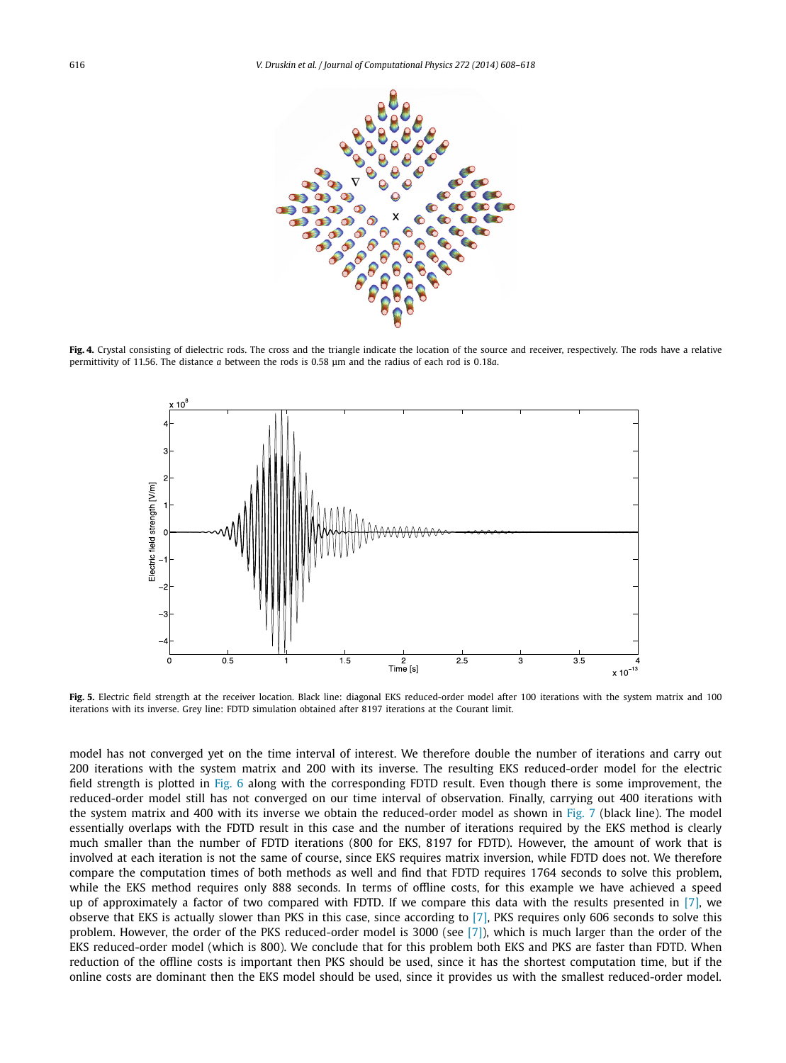**Fig. 4.** Crystal consisting of dielectric rods. The cross and the triangle indicate the location of the source and receiver, respectively. The rods have a relative permittivity of 11.56. The distance $a$ between the rods is 0.58 μm and the radius of each rod is $0.18a$.

**Fig. 5.** Electric field strength at the receiver location. Black line: diagonal EKS reduced-order model after 100 iterations with the system matrix and 100 iterations with its inverse. Grey line: FDTD simulation obtained after 8197 iterations at the Courant limit.

model has not converged yet on the time interval of interest. We therefore double the number of iterations and carry out 200 iterations with the system matrix and 200 with its inverse. The resulting EKS reduced-order model for the electric field strength is plotted in Fig. 6 along with the corresponding FDTD result. Even though there is some improvement, the reduced-order model still has not converged on our time interval of observation. Finally, carrying out 400 iterations with the system matrix and 400 with its inverse we obtain the reduced-order model as shown in Fig. 7 (black line). The model essentially overlaps with the FDTD result in this case and the number of iterations required by the EKS method is clearly much smaller than the number of FDTD iterations (800 for EKS, 8197 for FDTD). However, the amount of work that is involved at each iteration is not the same of course, since EKS requires matrix inversion, while FDTD does not. We therefore compare the computation times of both methods as well and find that FDTD requires 1764 seconds to solve this problem, while the EKS method requires only 888 seconds. In terms of offline costs, for this example we have achieved a speed up of approximately a factor of two compared with FDTD. If we compare this data with the results presented in [7], we observe that EKS is actually slower than PKS in this case, since according to [7], PKS requires only 606 seconds to solve this problem. However, the order of the PKS reduced-order model is 3000 (see [7]), which is much larger than the order of the EKS reduced-order model (which is 800). We conclude that for this problem both EKS and PKS are faster than FDTD. When reduction of the offline costs is important then PKS should be used, since it has the shortest computation time, but if the online costs are dominant then the EKS model should be used, since it provides us with the smallest reduced-order model.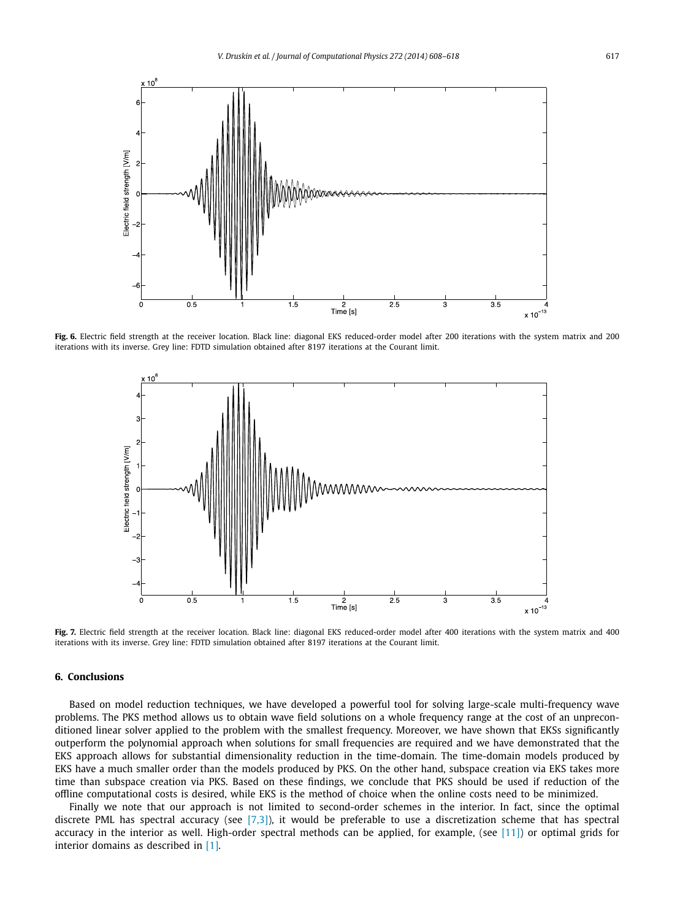**Fig. 6.** Electric field strength at the receiver location. Black line: diagonal EKS reduced-order model after 200 iterations with the system matrix and 200 iterations with its inverse. Grey line: FDTD simulation obtained after 8197 iterations at the Courant limit.

**Fig. 7.** Electric field strength at the receiver location. Black line: diagonal EKS reduced-order model after 400 iterations with the system matrix and 400 iterations with its inverse. Grey line: FDTD simulation obtained after 8197 iterations at the Courant limit.

## 6. Conclusions

Based on model reduction techniques, we have developed a powerful tool for solving large-scale multi-frequency wave problems. The PKS method allows us to obtain wave field solutions on a whole frequency range at the cost of an unpreconditioned linear solver applied to the problem with the smallest frequency. Moreover, we have shown that EKSs significantly outperform the polynomial approach when solutions for small frequencies are required and we have demonstrated that the EKS approach allows for substantial dimensionality reduction in the time-domain. The time-domain models produced by EKS have a much smaller order than the models produced by PKS. On the other hand, subspace creation via EKS takes more time than subspace creation via PKS. Based on these findings, we conclude that PKS should be used if reduction of the offline computational costs is desired, while EKS is the method of choice when the online costs need to be minimized.

Finally we note that our approach is not limited to second-order schemes in the interior. In fact, since the optimal discrete PML has spectral accuracy (see [7,3]), it would be preferable to use a discretization scheme that has spectral accuracy in the interior as well. High-order spectral methods can be applied, for example, (see [11]) or optimal grids for interior domains as described in [1].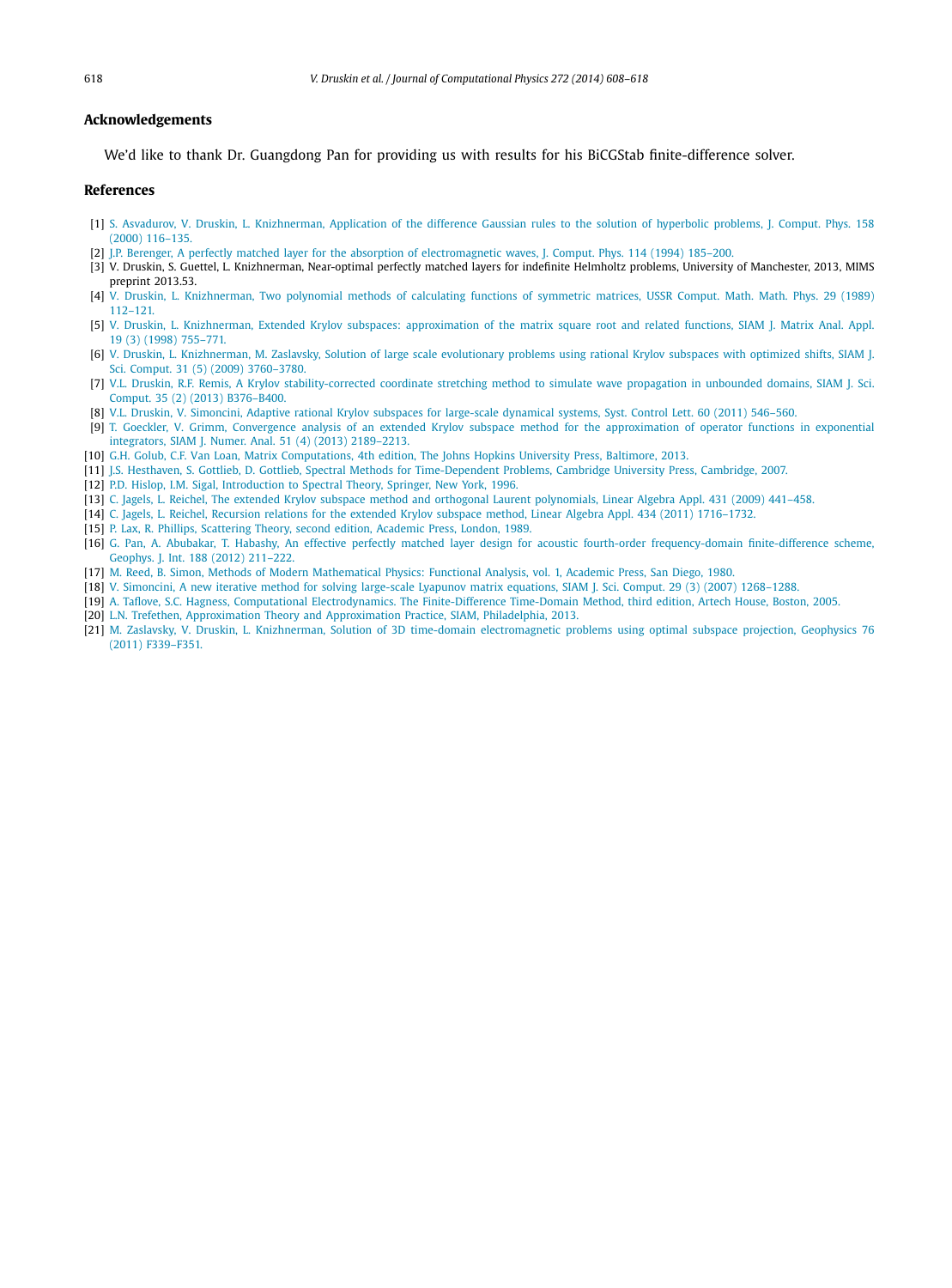## Acknowledgements

We'd like to thank Dr. Guangdong Pan for providing us with results for his BiCGStab finite-difference solver.

## References

[1] S. Asvadurov, V. Druskin, L. Knizhnerman, Application of the difference Gaussian rules to the solution of hyperbolic problems, J. Comput. Phys. 158 (2000) 116–135.

[2] J.P. Berenger, A perfectly matched layer for the absorption of electromagnetic waves, J. Comput. Phys. 114 (1994) 185–200.

[3] V. Druskin, S. Guettel, L. Knizhnerman, Near-optimal perfectly matched layers for indefinite Helmholtz problems, University of Manchester, 2013, MIMS preprint 2013.53.

[4] V. Druskin, L. Knizhnerman, Two polynomial methods of calculating functions of symmetric matrices, USSR Comput. Math. Math. Phys. 29 (1989) 112–121.

[5] V. Druskin, L. Knizhnerman, Extended Krylov subspaces: approximation of the matrix square root and related functions, SIAM J. Matrix Anal. Appl. 19 (3) (1998) 755–771.

[6] V. Druskin, L. Knizhnerman, M. Zaslavsky, Solution of large scale evolutionary problems using rational Krylov subspaces with optimized shifts, SIAM J. Sci. Comput. 31 (5) (2009) 3760–3780.

[7] V.L. Druskin, R.F. Remis, A Krylov stability-corrected coordinate stretching method to simulate wave propagation in unbounded domains, SIAM J. Sci. Comput. 35 (2) (2013) B376–B400.

[8] V.L. Druskin, V. Simoncini, Adaptive rational Krylov subspaces for large-scale dynamical systems, Syst. Control Lett. 60 (2011) 546–560.

[9] T. Goeckler, V. Grimm, Convergence analysis of an extended Krylov subspace method for the approximation of operator functions in exponential integrators, SIAM J. Numer. Anal. 51 (4) (2013) 2189–2213.

[10] G.H. Golub, C.F. Van Loan, Matrix Computations, 4th edition, The Johns Hopkins University Press, Baltimore, 2013.

[11] J.S. Hesthaven, S. Gottlieb, D. Gottlieb, Spectral Methods for Time-Dependent Problems, Cambridge University Press, Cambridge, 2007.

[12] P.D. Hislop, I.M. Sigal, Introduction to Spectral Theory, Springer, New York, 1996.

[13] C. Jagels, L. Reichel, The extended Krylov subspace method and orthogonal Laurent polynomials, Linear Algebra Appl. 431 (2009) 441–458.

[14] C. Jagels, L. Reichel, Recursion relations for the extended Krylov subspace method, Linear Algebra Appl. 434 (2011) 1716–1732.

[15] P. Lax, R. Phillips, Scattering Theory, second edition, Academic Press, London, 1989.

[16] G. Pan, A. Abubakar, T. Habashy, An effective perfectly matched layer design for acoustic fourth-order frequency-domain finite-difference scheme, Geophys. J. Int. 188 (2012) 211–222.

[17] M. Reed, B. Simon, Methods of Modern Mathematical Physics: Functional Analysis, vol. 1, Academic Press, San Diego, 1980.

[18] V. Simoncini, A new iterative method for solving large-scale Lyapunov matrix equations, SIAM J. Sci. Comput. 29 (3) (2007) 1268–1288.

[19] A. Taflove, S.C. Hagness, Computational Electrodynamics. The Finite-Difference Time-Domain Method, third edition, Artech House, Boston, 2005.

[20] L.N. Trefethen, Approximation Theory and Approximation Practice, SIAM, Philadelphia, 2013.

[21] M. Zaslavsky, V. Druskin, L. Knizhnerman, Solution of 3D time-domain electromagnetic problems using optimal subspace projection, Geophysics 76 (2011) F339–F351.